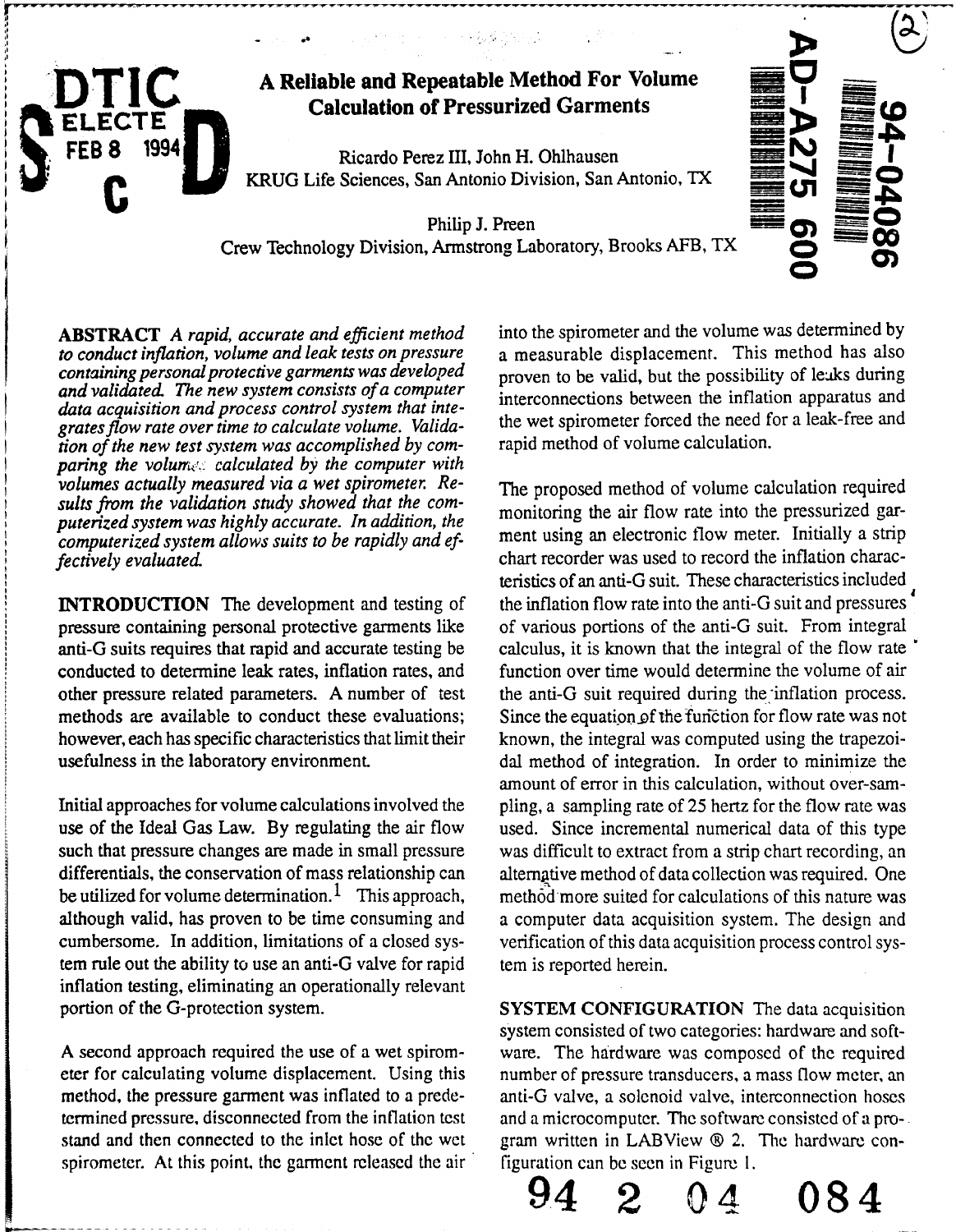# A Reliable and Repeatable Method For Volume Calculation of Pressurized Garments

Ricardo Perez III, John H. Ohlhausen
KRUG Life Sciences, San Antonio Division, San Antonio, TX

Philip J. Preen
Crew Technology Division, Armstrong Laboratory, Brooks AFB, TX

**ABSTRACT** *A rapid, accurate and efficient method to conduct inflation, volume and leak tests on pressure containing personal protective garments was developed and validated. The new system consists of a computer data acquisition and process control system that integrates flow rate over time to calculate volume. Validation of the new test system was accomplished by comparing the volumes calculated by the computer with volumes actually measured via a wet spirometer. Results from the validation study showed that the computerized system was highly accurate. In addition, the computerized system allows suits to be rapidly and effectively evaluated.*

**INTRODUCTION** The development and testing of pressure containing personal protective garments like anti-G suits requires that rapid and accurate testing be conducted to determine leak rates, inflation rates, and other pressure related parameters. A number of test methods are available to conduct these evaluations; however, each has specific characteristics that limit their usefulness in the laboratory environment.

Initial approaches for volume calculations involved the use of the Ideal Gas Law. By regulating the air flow such that pressure changes are made in small pressure differentials, the conservation of mass relationship can be utilized for volume determination.[1] This approach, although valid, has proven to be time consuming and cumbersome. In addition, limitations of a closed system rule out the ability to use an anti-G valve for rapid inflation testing, eliminating an operationally relevant portion of the G-protection system.

A second approach required the use of a wet spirometer for calculating volume displacement. Using this method, the pressure garment was inflated to a predetermined pressure, disconnected from the inflation test stand and then connected to the inlet hose of the wet spirometer. At this point, the garment released the air into the spirometer and the volume was determined by a measurable displacement. This method has also proven to be valid, but the possibility of leaks during interconnections between the inflation apparatus and the wet spirometer forced the need for a leak-free and rapid method of volume calculation.

The proposed method of volume calculation required monitoring the air flow rate into the pressurized garment using an electronic flow meter. Initially a strip chart recorder was used to record the inflation characteristics of an anti-G suit. These characteristics included the inflation flow rate into the anti-G suit and pressures of various portions of the anti-G suit. From integral calculus, it is known that the integral of the flow rate function over time would determine the volume of air the anti-G suit required during the inflation process. Since the equation of the function for flow rate was not known, the integral was computed using the trapezoidal method of integration. In order to minimize the amount of error in this calculation, without over-sampling, a sampling rate of 25 hertz for the flow rate was used. Since incremental numerical data of this type was difficult to extract from a strip chart recording, an alternative method of data collection was required. One method more suited for calculations of this nature was a computer data acquisition system. The design and verification of this data acquisition process control system is reported herein.

**SYSTEM CONFIGURATION** The data acquisition system consisted of two categories: hardware and software. The hardware was composed of the required number of pressure transducers, a mass flow meter, an anti-G valve, a solenoid valve, interconnection hoses and a microcomputer. The software consisted of a program written in LABView ® 2. The hardware configuration can be seen in Figure 1.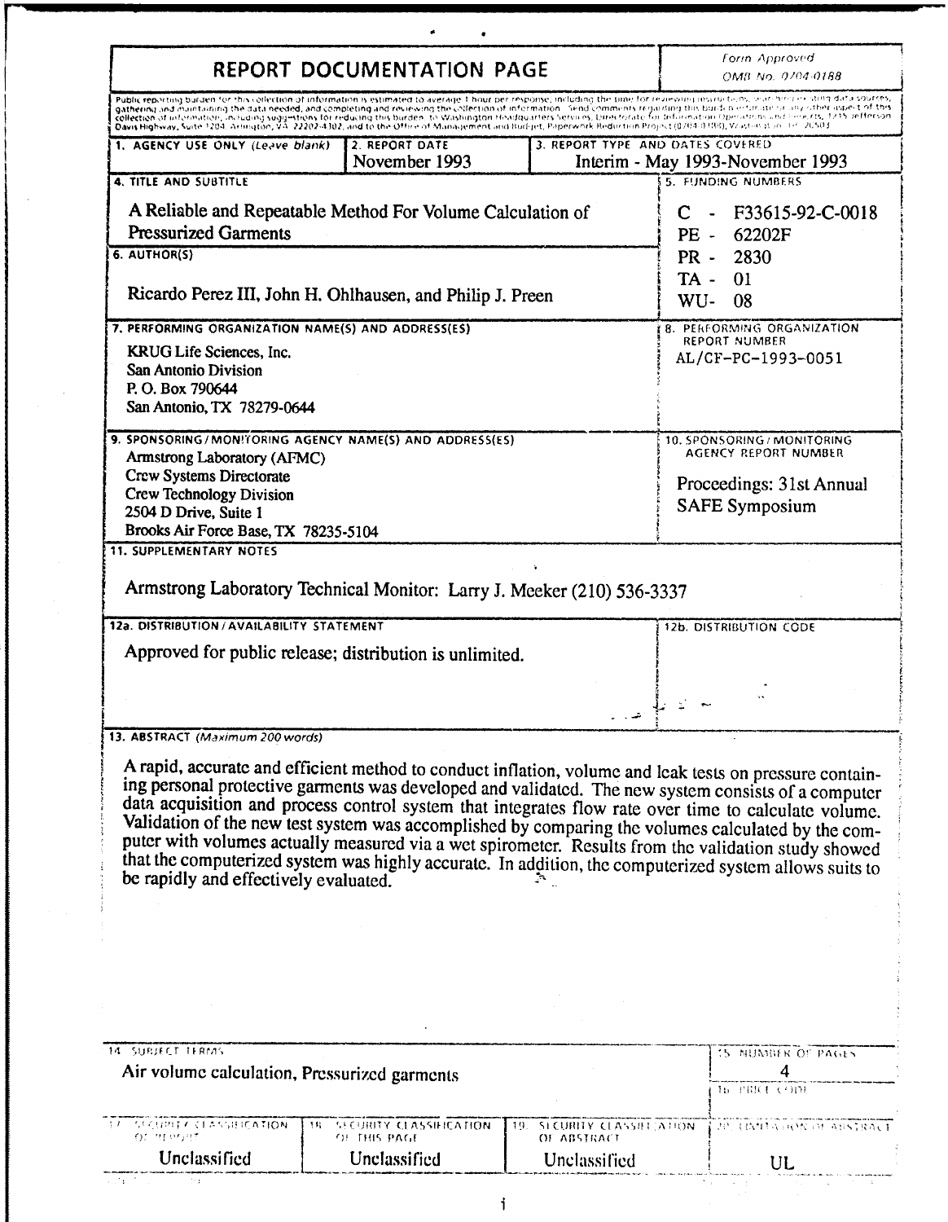# REPORT DOCUMENTATION PAGE

Form Approved
OMB No. 0704-0188

Public reporting burden for this collection of information is estimated to average 1 hour per response, including the time for reviewing instructions, searching existing data sources, gathering and maintaining the data needed, and completing and reviewing the collection of information. Send comments regarding this burden estimate or any other aspect of this collection of information, including suggestions for reducing this burden, to Washington Headquarters Services, Directorate for Information Operations and Reports, 1215 Jefferson Davis Highway, Suite 1204, Arlington, VA 22202-4302, and to the Office of Management and Budget, Paperwork Reduction Project (0704-0188), Washington, DC 20503.

**1. AGENCY USE ONLY** *(Leave blank)*

**2. REPORT DATE**
November 1993

**3. REPORT TYPE AND DATES COVERED**
Interim - May 1993-November 1993

**4. TITLE AND SUBTITLE**
A Reliable and Repeatable Method For Volume Calculation of Pressurized Garments

**5. FUNDING NUMBERS**
C - F33615-92-C-0018
PE - 62202F
PR - 2830
TA - 01
WU- 08

**6. AUTHOR(S)**
Ricardo Perez III, John H. Ohlhausen, and Philip J. Preen

**7. PERFORMING ORGANIZATION NAME(S) AND ADDRESS(ES)**
KRUG Life Sciences, Inc.
San Antonio Division
P. O. Box 790644
San Antonio, TX 78279-0644

**8. PERFORMING ORGANIZATION REPORT NUMBER**
AL/CF-PC-1993-0051

**9. SPONSORING/MONITORING AGENCY NAME(S) AND ADDRESS(ES)**
Armstrong Laboratory (AFMC)
Crew Systems Directorate
Crew Technology Division
2504 D Drive, Suite 1
Brooks Air Force Base, TX 78235-5104

**10. SPONSORING/MONITORING AGENCY REPORT NUMBER**
Proceedings: 31st Annual SAFE Symposium

**11. SUPPLEMENTARY NOTES**
Armstrong Laboratory Technical Monitor: Larry J. Meeker (210) 536-3337

**12a. DISTRIBUTION/AVAILABILITY STATEMENT**
Approved for public release; distribution is unlimited.

**12b. DISTRIBUTION CODE**

**13. ABSTRACT** *(Maximum 200 words)*

A rapid, accurate and efficient method to conduct inflation, volume and leak tests on pressure containing personal protective garments was developed and validated. The new system consists of a computer data acquisition and process control system that integrates flow rate over time to calculate volume. Validation of the new test system was accomplished by comparing the volumes calculated by the computer with volumes actually measured via a wet spirometer. Results from the validation study showed that the computerized system was highly accurate. In addition, the computerized system allows suits to be rapidly and effectively evaluated.

**14. SUBJECT TERMS**
Air volume calculation, Pressurized garments

**15. NUMBER OF PAGES**
4

**16. PRICE CODE**

| 17. SECURITY CLASSIFICATION OF REPORT | 18. SECURITY CLASSIFICATION OF THIS PAGE | 19. SECURITY CLASSIFICATION OF ABSTRACT | 20. LIMITATION OF ABSTRACT |
|---|---|---|---|
| Unclassified | Unclassified | Unclassified | UL |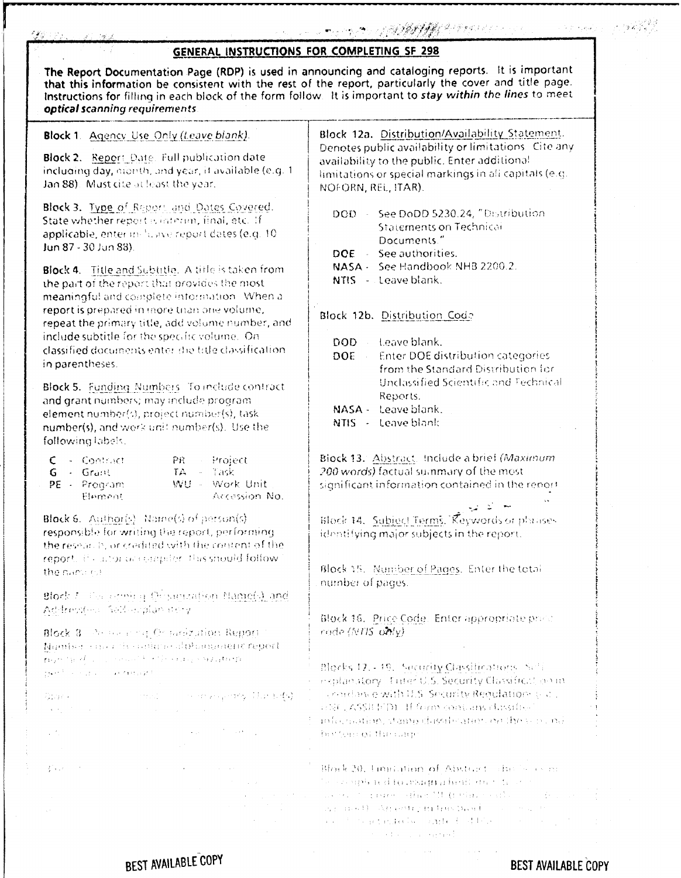## GENERAL INSTRUCTIONS FOR COMPLETING SF 298

**The Report Documentation Page (RDP) is used in announcing and cataloging reports. It is important that this information be consistent with the rest of the report, particularly the cover and title page. Instructions for filling in each block of the form follow. It is important to *stay within the lines* to meet *optical scanning requirements*.**

**Block 1.** Agency Use Only *(Leave blank)*.

**Block 2.** Report Date. Full publication date including day, month, and year, if available (e.g. 1 Jan 88). Must cite at least the year.

**Block 3.** Type of Report and Dates Covered. State whether report is interim, final, etc. If applicable, enter inclusive report dates (e.g. 10 Jun 87 - 30 Jun 88).

**Block 4.** Title and Subtitle. A title is taken from the part of the report that provides the most meaningful and complete information. When a report is prepared in more than one volume, repeat the primary title, add volume number, and include subtitle for the specific volume. On classified documents enter the title classification in parentheses.

**Block 5.** Funding Numbers. To include contract and grant numbers; may include program element number(s), project number(s), task number(s), and work unit number(s). Use the following labels:

| | | | |
|---|---|---|---|
| C | - Contract | PR | - Project |
| G | - Grant | TA | - Task |
| PE | - Program Element | WU | - Work Unit Accession No. |

**Block 6.** Author(s). Name(s) of person(s) responsible for writing the report, performing the research, or credited with the content of the report. If editor or compiler, this should follow the name(s).

**Block 7.** Performing Organization Name(s) and Address(es). Self-explanatory.

**Block 8.** Performing Organization Report Number. Enter the unique alphanumeric report number(s) assigned by the organization performing the report.

**Block 12a.** Distribution/Availability Statement. Denotes public availability or limitations. Cite any availability to the public. Enter additional limitations or special markings in all capitals (e.g. NOFORN, REL, ITAR).

- DOD - See DoDD 5230.24, "Distribution Statements on Technical Documents."
- DOE - See authorities.
- NASA - See Handbook NHB 2200.2.
- NTIS - Leave blank.

**Block 12b.** Distribution Code.

- DOD - Leave blank.
- DOE - Enter DOE distribution categories from the Standard Distribution for Unclassified Scientific and Technical Reports.
- NASA - Leave blank.
- NTIS - Leave blank.

**Block 13.** Abstract. Include a brief *(Maximum 200 words)* factual summary of the most significant information contained in the report.

**Block 14.** Subject Terms. Keywords or phrases identifying major subjects in the report.

**Block 15.** Number of Pages. Enter the total number of pages.

**Block 16.** Price Code. Enter appropriate price code *(NTIS only)*.

**Blocks 17. - 19.** Security Classifications. Self-explanatory. Enter U.S. Security Classification in accordance with U.S. Security Regulations (i.e., UNCLASSIFIED). If form contains classified information, stamp classification on the top and bottom of the page.

**Block 20.** Limitation of Abstract. This block must be completed to assign a limitation to the abstract. Enter either UL (unlimited) or SAR (same as report). An entry in this block is necessary if the abstract is to be limited. If blank, the abstract is assumed to be unlimited.

BEST AVAILABLE COPY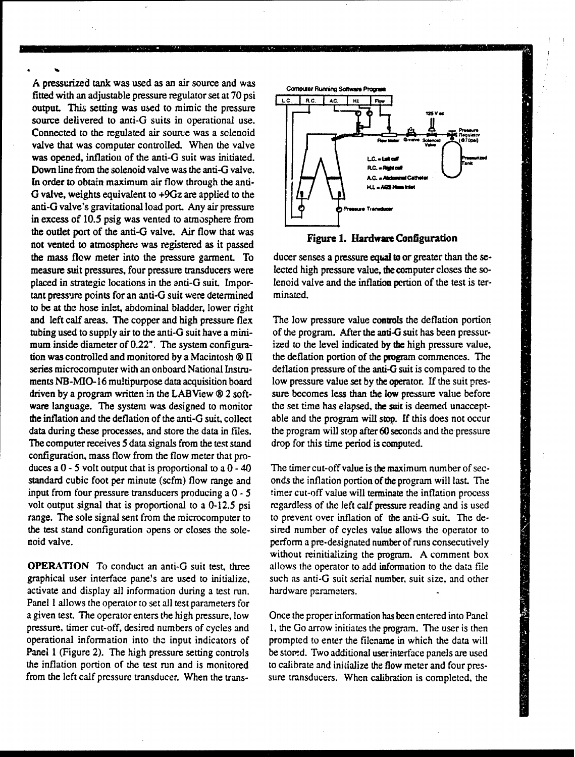A pressurized tank was used as an air source and was fitted with an adjustable pressure regulator set at 70 psi output. This setting was used to mimic the pressure source delivered to anti-G suits in operational use. Connected to the regulated air source was a solenoid valve that was computer controlled. When the valve was opened, inflation of the anti-G suit was initiated. Down line from the solenoid valve was the anti-G valve. In order to obtain maximum air flow through the anti-G valve, weights equivalent to +9Gz are applied to the anti-G valve's gravitational load port. Any air pressure in excess of 10.5 psig was vented to atmosphere from the outlet port of the anti-G valve. Air flow that was not vented to atmosphere was registered as it passed the mass flow meter into the pressure garment. To measure suit pressures, four pressure transducers were placed in strategic locations in the anti-G suit. Important pressure points for an anti-G suit were determined to be at the hose inlet, abdominal bladder, lower right and left calf areas. The copper and high pressure flex tubing used to supply air to the anti-G suit have a minimum inside diameter of 0.22". The system configuration was controlled and monitored by a Macintosh ® II series microcomputer with an onboard National Instruments NB-MIO-16 multipurpose data acquisition board driven by a program written in the LABView ® 2 software language. The system was designed to monitor the inflation and the deflation of the anti-G suit, collect data during these processes, and store the data in files. The computer receives 5 data signals from the test stand configuration, mass flow from the flow meter that produces a 0 - 5 volt output that is proportional to a 0 - 40 standard cubic foot per minute (scfm) flow range and input from four pressure transducers producing a 0 - 5 volt output signal that is proportional to a 0-12.5 psi range. The sole signal sent from the microcomputer to the test stand configuration opens or closes the solenoid valve.

Computer Running Software Program

L.C. | R.C. | A.C. | H.I. | Flow

125 V ac

Flow Meter, G-valve, Solenoid Valve, Pressure Regulator (@70psi), Pressurized Tank

L.C. = Left calf
R.C. = Right calf
A.C. = Abdominal Catheter
H.I. = AGS Hose Inlet

Pressure Transducer

**Figure 1. Hardware Configuration**

**OPERATION** To conduct an anti-G suit test, three graphical user interface panels are used to initialize, activate and display all information during a test run. Panel 1 allows the operator to set all test parameters for a given test. The operator enters the high pressure, low pressure, timer cut-off, desired numbers of cycles and operational information into the input indicators of Panel 1 (Figure 2). The high pressure setting controls the inflation portion of the test run and is monitored from the left calf pressure transducer. When the transducer senses a pressure equal to or greater than the selected high pressure value, the computer closes the solenoid valve and the inflation portion of the test is terminated.

The low pressure value controls the deflation portion of the program. After the anti-G suit has been pressurized to the level indicated by the high pressure value, the deflation portion of the program commences. The deflation pressure of the anti-G suit is compared to the low pressure value set by the operator. If the suit pressure becomes less than the low pressure value before the set time has elapsed, the suit is deemed unacceptable and the program will stop. If this does not occur the program will stop after 60 seconds and the pressure drop for this time period is computed.

The timer cut-off value is the maximum number of seconds the inflation portion of the program will last. The timer cut-off value will terminate the inflation process regardless of the left calf pressure reading and is used to prevent over inflation of the anti-G suit. The desired number of cycles value allows the operator to perform a pre-designated number of runs consecutively without reinitializing the program. A comment box allows the operator to add information to the data file such as anti-G suit serial number, suit size, and other hardware parameters.

Once the proper information has been entered into Panel 1, the Go arrow initiates the program. The user is then prompted to enter the filename in which the data will be stored. Two additional user interface panels are used to calibrate and initialize the flow meter and four pressure transducers. When calibration is completed, the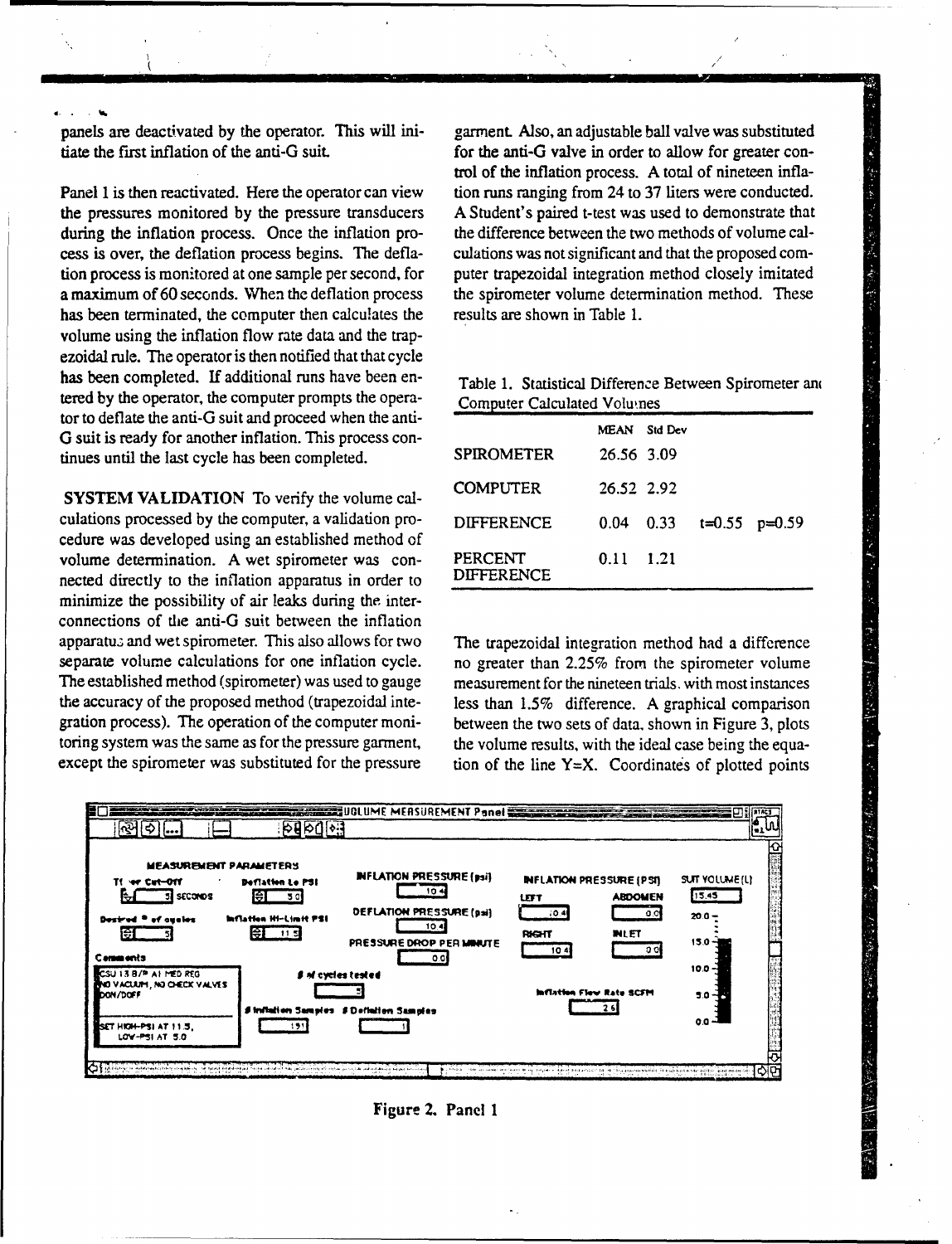panels are deactivated by the operator. This will initiate the first inflation of the anti-G suit.

Panel 1 is then reactivated. Here the operator can view the pressures monitored by the pressure transducers during the inflation process. Once the inflation process is over, the deflation process begins. The deflation process is monitored at one sample per second, for a maximum of 60 seconds. When the deflation process has been terminated, the computer then calculates the volume using the inflation flow rate data and the trapezoidal rule. The operator is then notified that that cycle has been completed. If additional runs have been entered by the operator, the computer prompts the operator to deflate the anti-G suit and proceed when the anti-G suit is ready for another inflation. This process continues until the last cycle has been completed.

**SYSTEM VALIDATION** To verify the volume calculations processed by the computer, a validation procedure was developed using an established method of volume determination. A wet spirometer was connected directly to the inflation apparatus in order to minimize the possibility of air leaks during the interconnections of the anti-G suit between the inflation apparatus and wet spirometer. This also allows for two separate volume calculations for one inflation cycle. The established method (spirometer) was used to gauge the accuracy of the proposed method (trapezoidal integration process). The operation of the computer monitoring system was the same as for the pressure garment, except the spirometer was substituted for the pressure garment. Also, an adjustable ball valve was substituted for the anti-G valve in order to allow for greater control of the inflation process. A total of nineteen inflation runs ranging from 24 to 37 liters were conducted. A Student's paired t-test was used to demonstrate that the difference between the two methods of volume calculations was not significant and that the proposed computer trapezoidal integration method closely imitated the spirometer volume determination method. These results are shown in Table 1.

Table 1. Statistical Difference Between Spirometer and Computer Calculated Volumes

| | MEAN | Std Dev | | |
|---|---|---|---|---|
| SPIROMETER | 26.56 | 3.09 | | |
| COMPUTER | 26.52 | 2.92 | | |
| DIFFERENCE | 0.04 | 0.33 | t=0.55 | p=0.59 |
| PERCENT DIFFERENCE | 0.11 | 1.21 | | |

The trapezoidal integration method had a difference no greater than 2.25% from the spirometer volume measurement for the nineteen trials, with most instances less than 1.5% difference. A graphical comparison between the two sets of data, shown in Figure 3, plots the volume results, with the ideal case being the equation of the line Y=X. Coordinates of plotted points

Figure 2. Panel 1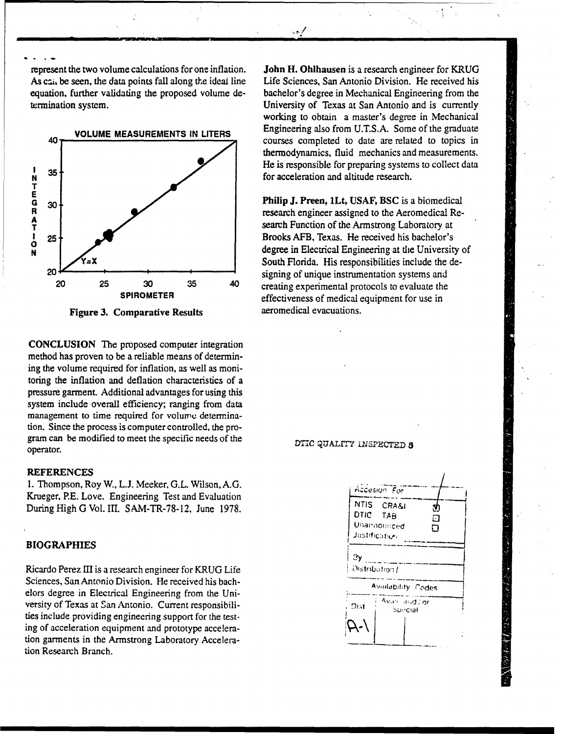represent the two volume calculations for one inflation. As can be seen, the data points fall along the ideal line equation, further validating the proposed volume determination system.

VOLUME MEASUREMENTS IN LITERS

INTEGRATION

SPIROMETER

Y=X

20 25 30 35 40

Figure 3. Comparative Results

**CONCLUSION** The proposed computer integration method has proven to be a reliable means of determining the volume required for inflation, as well as monitoring the inflation and deflation characteristics of a pressure garment. Additional advantages for using this system include overall efficiency; ranging from data management to time required for volume determination. Since the process is computer controlled, the program can be modified to meet the specific needs of the operator.

## REFERENCES

1. Thompson, Roy W., L.J. Meeker, G.L. Wilson, A.G. Krueger, P.E. Love. Engineering Test and Evaluation During High G Vol. III. SAM-TR-78-12, June 1978.

## BIOGRAPHIES

Ricardo Perez III is a research engineer for KRUG Life Sciences, San Antonio Division. He received his bachelors degree in Electrical Engineering from the University of Texas at San Antonio. Current responsibilities include providing engineering support for the testing of acceleration equipment and prototype acceleration garments in the Armstrong Laboratory Acceleration Research Branch.

**John H. Ohlhausen** is a research engineer for KRUG Life Sciences, San Antonio Division. He received his bachelor's degree in Mechanical Engineering from the University of Texas at San Antonio and is currently working to obtain a master's degree in Mechanical Engineering also from U.T.S.A. Some of the graduate courses completed to date are related to topics in thermodynamics, fluid mechanics and measurements. He is responsible for preparing systems to collect data for acceleration and altitude research.

**Philip J. Preen, 1Lt, USAF, BSC** is a biomedical research engineer assigned to the Aeromedical Research Function of the Armstrong Laboratory at Brooks AFB, Texas. He received his bachelor's degree in Electrical Engineering at the University of South Florida. His responsibilities include the designing of unique instrumentation systems and creating experimental protocols to evaluate the effectiveness of medical equipment for use in aeromedical evacuations.

DTIC QUALITY INSPECTED 3

| Accesion For | |
|---|---|
| NTIS CRA&I | ☑ |
| DTIC TAB | ☐ |
| Unannounced | ☐ |
| Justification | |
| By | |
| Distribution / | |
| Availability Codes | |
| Dist | Avail and / or Special |
| A-1 | |